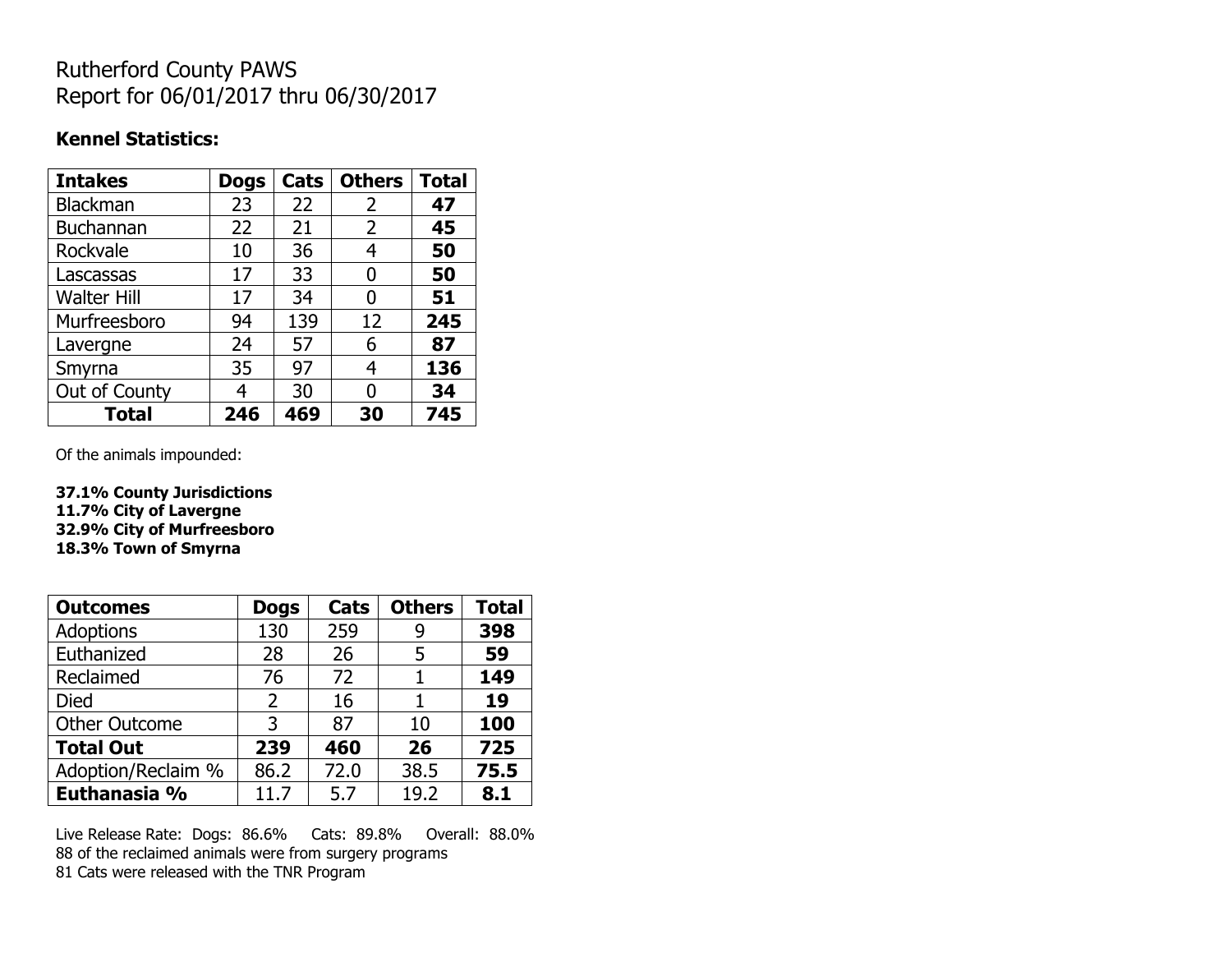# Rutherford County PAWS
# Report for 06/01/2017 thru 06/30/2017

**Kennel Statistics:**

| Intakes | Dogs | Cats | Others | Total |
|---|---|---|---|---|
| Blackman | 23 | 22 | 2 | **47** |
| Buchannan | 22 | 21 | 2 | **45** |
| Rockvale | 10 | 36 | 4 | **50** |
| Lascassas | 17 | 33 | 0 | **50** |
| Walter Hill | 17 | 34 | 0 | **51** |
| Murfreesboro | 94 | 139 | 12 | **245** |
| Lavergne | 24 | 57 | 6 | **87** |
| Smyrna | 35 | 97 | 4 | **136** |
| Out of County | 4 | 30 | 0 | **34** |
| **Total** | **246** | **469** | **30** | **745** |

Of the animals impounded:

**37.1% County Jurisdictions**
**11.7% City of Lavergne**
**32.9% City of Murfreesboro**
**18.3% Town of Smyrna**

| Outcomes | Dogs | Cats | Others | Total |
|---|---|---|---|---|
| Adoptions | 130 | 259 | 9 | **398** |
| Euthanized | 28 | 26 | 5 | **59** |
| Reclaimed | 76 | 72 | 1 | **149** |
| Died | 2 | 16 | 1 | **19** |
| Other Outcome | 3 | 87 | 10 | **100** |
| **Total Out** | **239** | **460** | **26** | **725** |
| Adoption/Reclaim % | 86.2 | 72.0 | 38.5 | **75.5** |
| **Euthanasia %** | 11.7 | 5.7 | 19.2 | **8.1** |

Live Release Rate: Dogs: 86.6% Cats: 89.8% Overall: 88.0%
88 of the reclaimed animals were from surgery programs
81 Cats were released with the TNR Program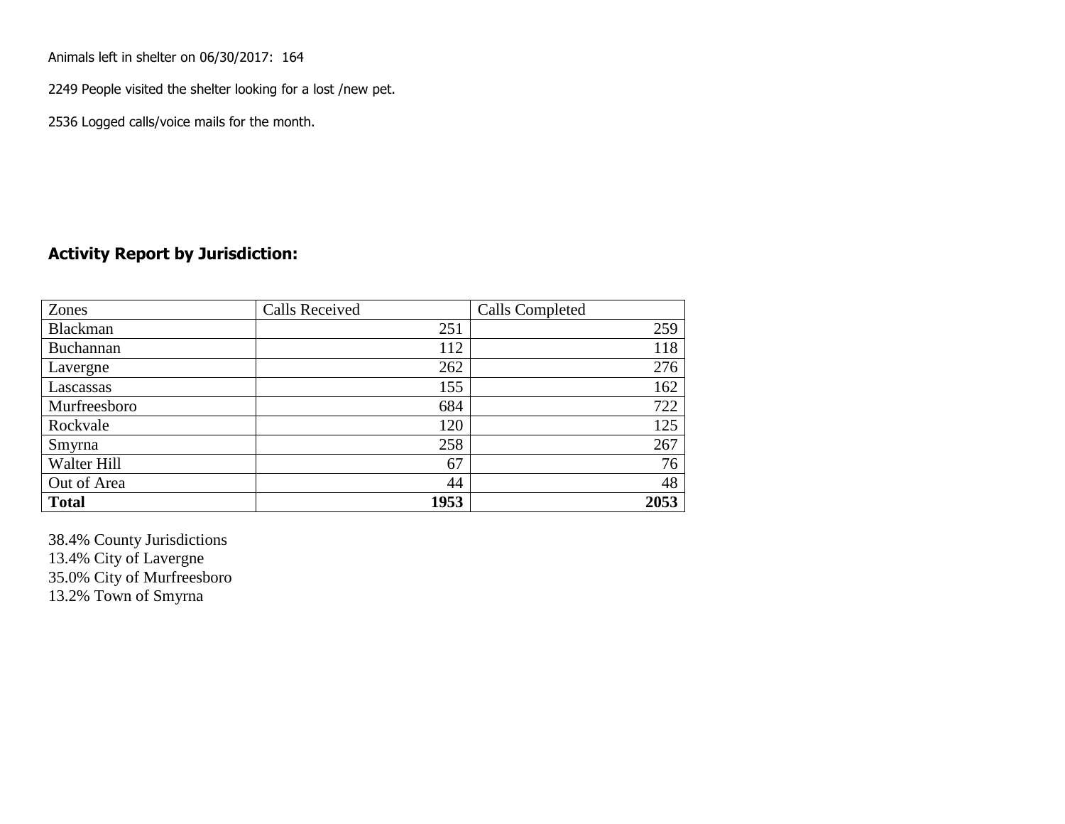Animals left in shelter on 06/30/2017: 164

2249 People visited the shelter looking for a lost /new pet.

2536 Logged calls/voice mails for the month.

## Activity Report by Jurisdiction:

| Zones | Calls Received | Calls Completed |
|---|---|---|
| Blackman | 251 | 259 |
| Buchannan | 112 | 118 |
| Lavergne | 262 | 276 |
| Lascassas | 155 | 162 |
| Murfreesboro | 684 | 722 |
| Rockvale | 120 | 125 |
| Smyrna | 258 | 267 |
| Walter Hill | 67 | 76 |
| Out of Area | 44 | 48 |
| **Total** | **1953** | **2053** |

38.4% County Jurisdictions
13.4% City of Lavergne
35.0% City of Murfreesboro
13.2% Town of Smyrna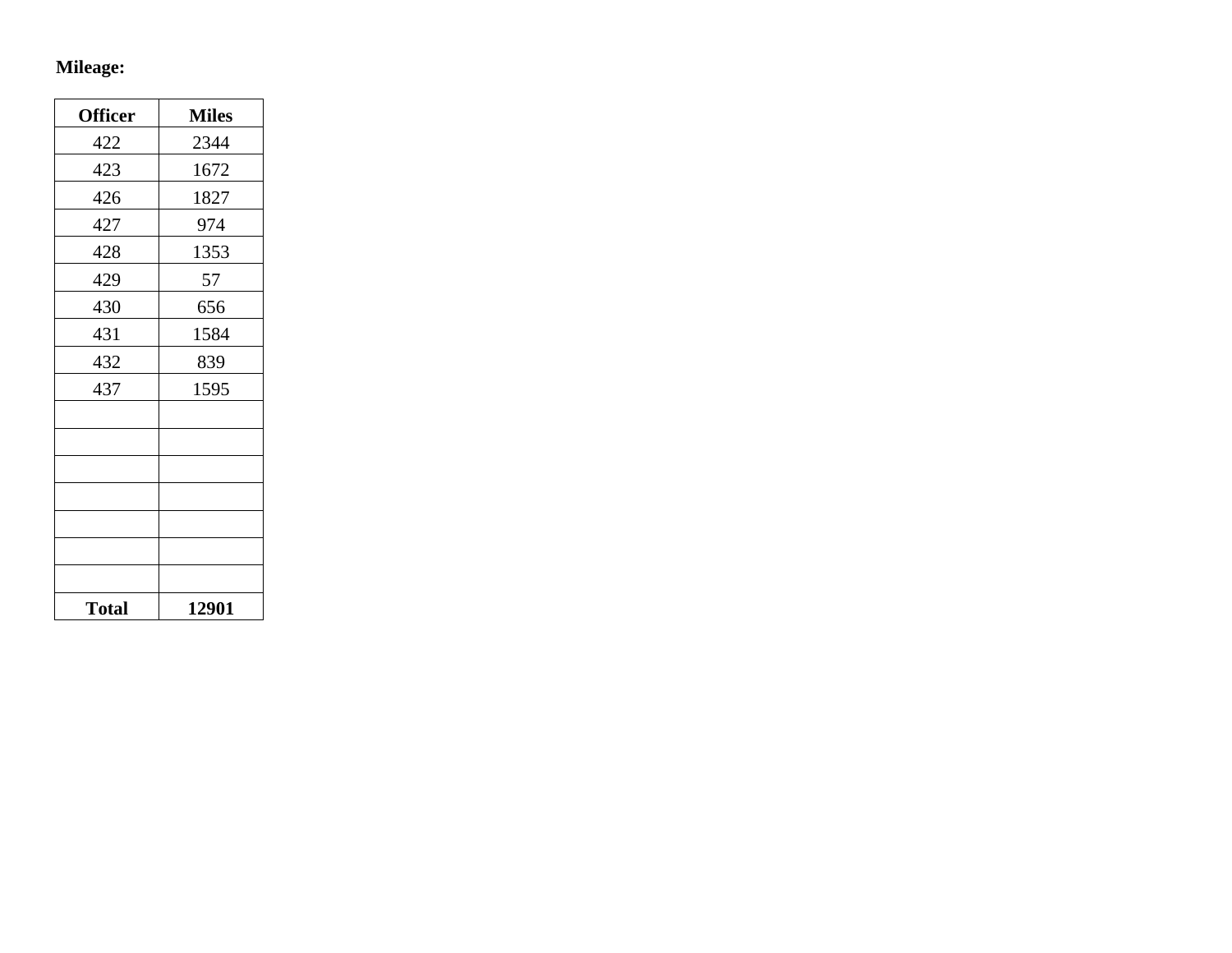**Mileage:**

| **Officer** | **Miles** |
|---|---|
| 422 | 2344 |
| 423 | 1672 |
| 426 | 1827 |
| 427 | 974 |
| 428 | 1353 |
| 429 | 57 |
| 430 | 656 |
| 431 | 1584 |
| 432 | 839 |
| 437 | 1595 |
| | |
| | |
| | |
| | |
| | |
| | |
| | |
| **Total** | **12901** |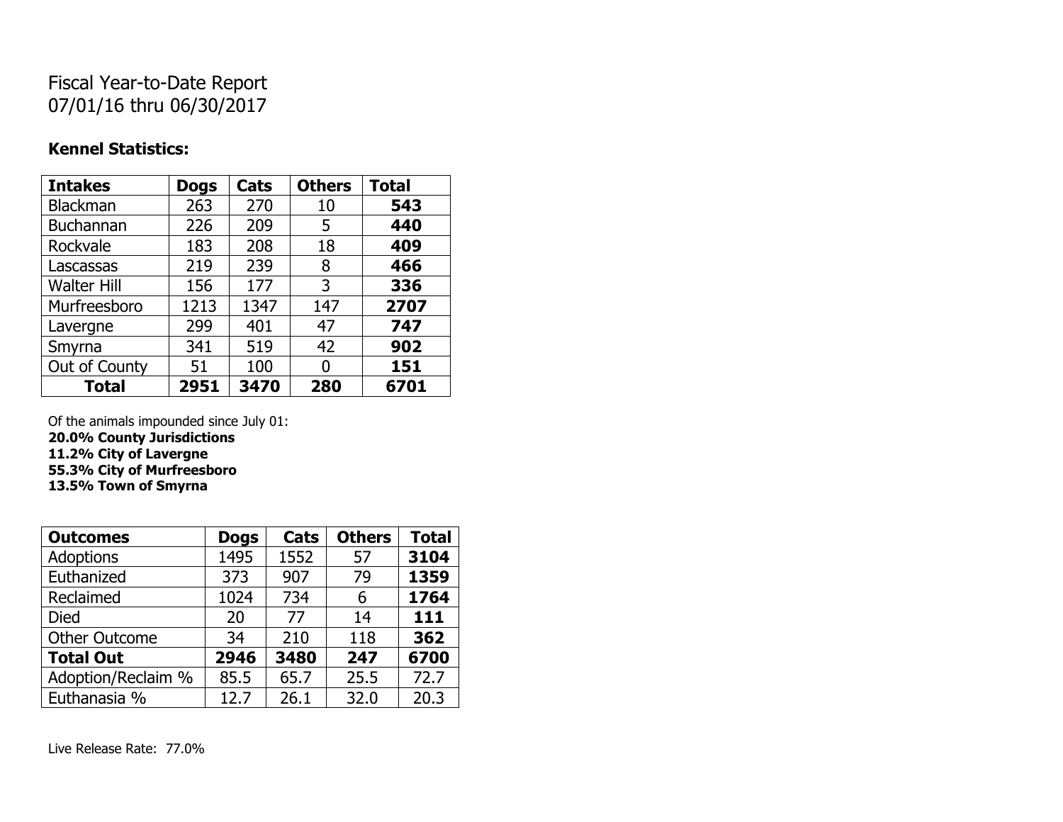Fiscal Year-to-Date Report
07/01/16 thru 06/30/2017

**Kennel Statistics:**

| **Intakes** | **Dogs** | **Cats** | **Others** | **Total** |
|---|---|---|---|---|
| Blackman | 263 | 270 | 10 | **543** |
| Buchannan | 226 | 209 | 5 | **440** |
| Rockvale | 183 | 208 | 18 | **409** |
| Lascassas | 219 | 239 | 8 | **466** |
| Walter Hill | 156 | 177 | 3 | **336** |
| Murfreesboro | 1213 | 1347 | 147 | **2707** |
| Lavergne | 299 | 401 | 47 | **747** |
| Smyrna | 341 | 519 | 42 | **902** |
| Out of County | 51 | 100 | 0 | **151** |
| **Total** | **2951** | **3470** | **280** | **6701** |

Of the animals impounded since July 01:
**20.0% County Jurisdictions**
**11.2% City of Lavergne**
**55.3% City of Murfreesboro**
**13.5% Town of Smyrna**

| **Outcomes** | **Dogs** | **Cats** | **Others** | **Total** |
|---|---|---|---|---|
| Adoptions | 1495 | 1552 | 57 | **3104** |
| Euthanized | 373 | 907 | 79 | **1359** |
| Reclaimed | 1024 | 734 | 6 | **1764** |
| Died | 20 | 77 | 14 | **111** |
| Other Outcome | 34 | 210 | 118 | **362** |
| **Total Out** | **2946** | **3480** | **247** | **6700** |
| Adoption/Reclaim % | 85.5 | 65.7 | 25.5 | 72.7 |
| Euthanasia % | 12.7 | 26.1 | 32.0 | 20.3 |

Live Release Rate: 77.0%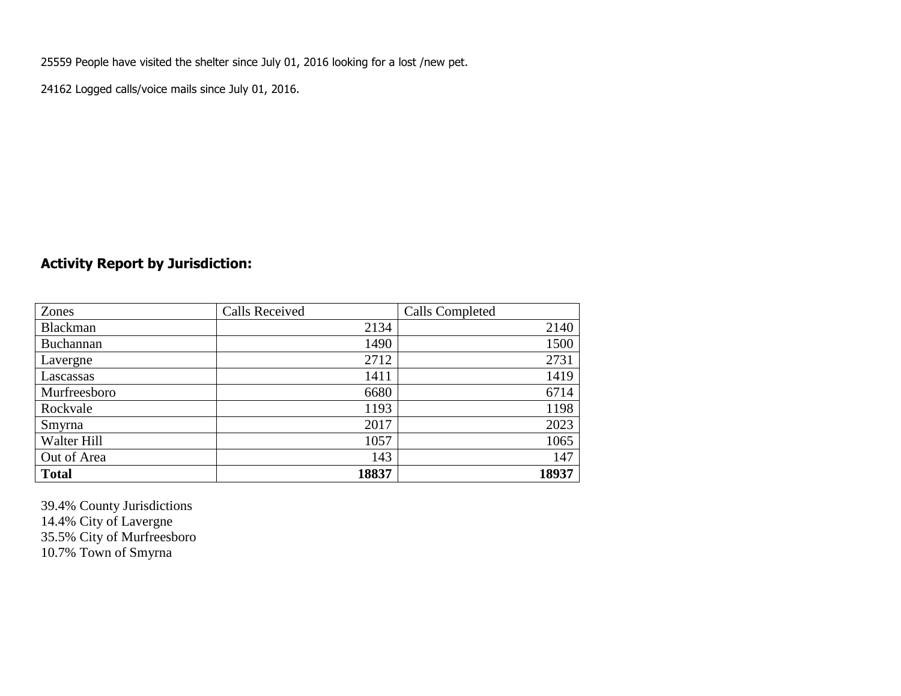25559 People have visited the shelter since July 01, 2016 looking for a lost /new pet.

24162 Logged calls/voice mails since July 01, 2016.

## Activity Report by Jurisdiction:

| Zones | Calls Received | Calls Completed |
|---|---:|---:|
| Blackman | 2134 | 2140 |
| Buchannan | 1490 | 1500 |
| Lavergne | 2712 | 2731 |
| Lascassas | 1411 | 1419 |
| Murfreesboro | 6680 | 6714 |
| Rockvale | 1193 | 1198 |
| Smyrna | 2017 | 2023 |
| Walter Hill | 1057 | 1065 |
| Out of Area | 143 | 147 |
| **Total** | **18837** | **18937** |

39.4% County Jurisdictions
14.4% City of Lavergne
35.5% City of Murfreesboro
10.7% Town of Smyrna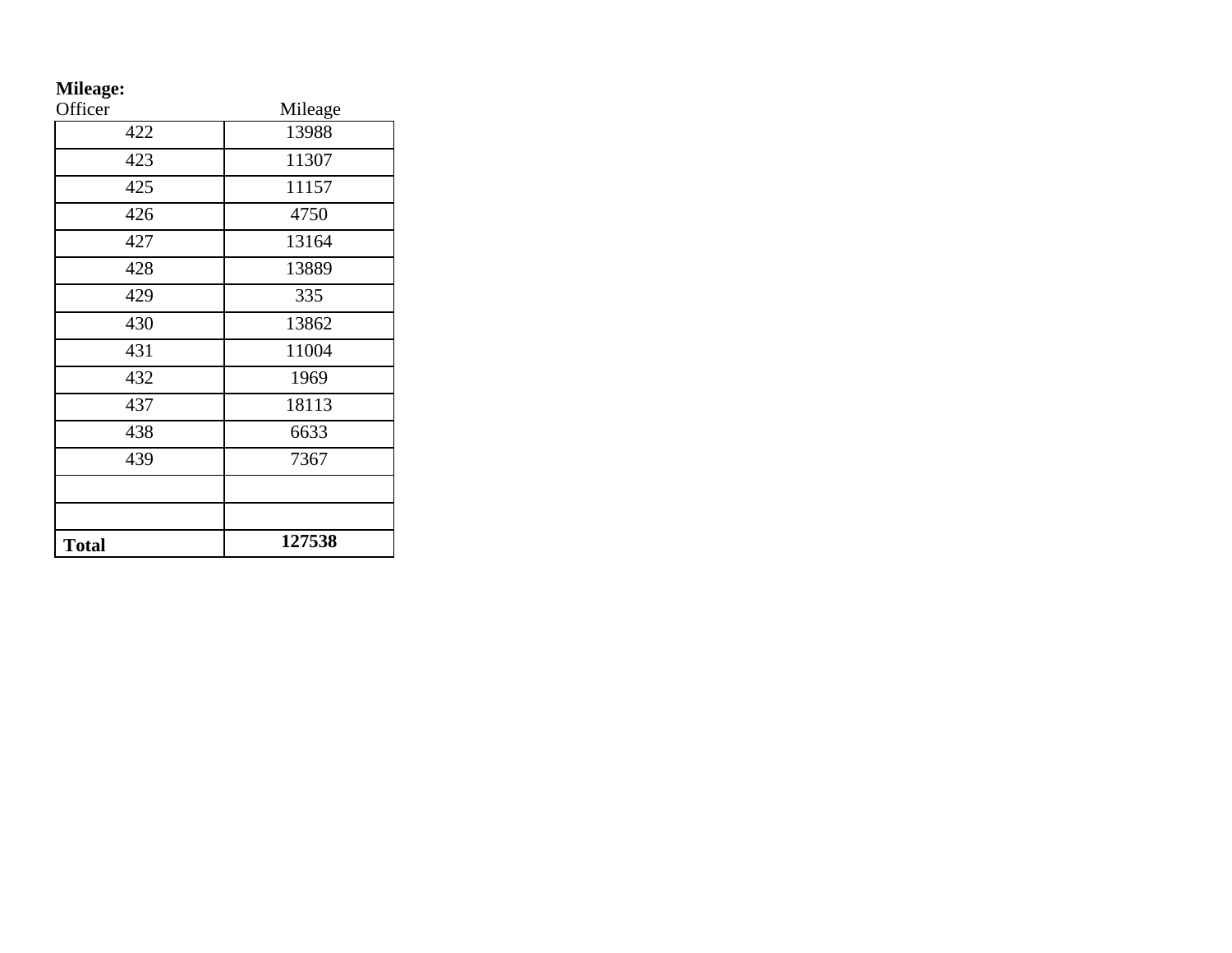**Mileage:**

| Officer | Mileage |
|---|---|
| 422 | 13988 |
| 423 | 11307 |
| 425 | 11157 |
| 426 | 4750 |
| 427 | 13164 |
| 428 | 13889 |
| 429 | 335 |
| 430 | 13862 |
| 431 | 11004 |
| 432 | 1969 |
| 437 | 18113 |
| 438 | 6633 |
| 439 | 7367 |
| | |
| | |
| **Total** | **127538** |